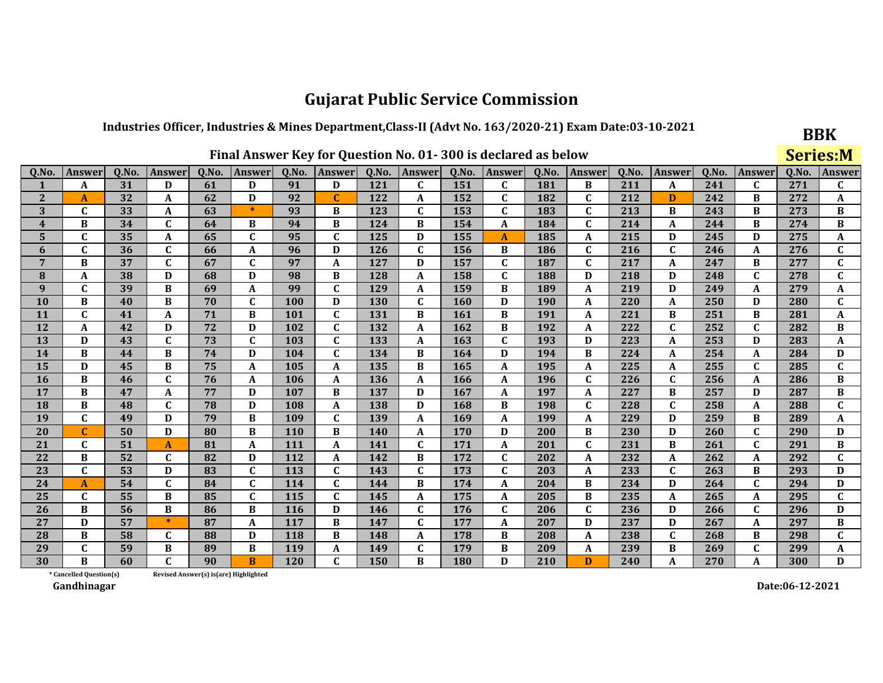# Gujarat Public Service Commission

### Industries Officer, Industries & Mines Department,Class-II (Advt No. 163/2020-21) Exam Date:03-10-2021

**BBK**

**Series:M**

### Final Answer Key for Question No. 01- 300 is declared as below

| Q.No. | Answer | Q.No. | Answer | Q.No. | Answer | Q.No. | Answer | Q.No. | Answer | Q.No. | Answer | Q.No. | Answer | Q.No. | Answer | Q.No. | Answer | Q.No. | Answer |
|---|---|---|---|---|---|---|---|---|---|---|---|---|---|---|---|---|---|---|---|
| 1 | A | 31 | D | 61 | D | 91 | D | 121 | C | 151 | C | 181 | B | 211 | A | 241 | C | 271 | C |
| 2 | A | 32 | A | 62 | D | 92 | C | 122 | A | 152 | C | 182 | C | 212 | D | 242 | B | 272 | A |
| 3 | C | 33 | A | 63 | * | 93 | B | 123 | C | 153 | C | 183 | C | 213 | B | 243 | B | 273 | B |
| 4 | B | 34 | C | 64 | B | 94 | B | 124 | B | 154 | A | 184 | C | 214 | A | 244 | B | 274 | B |
| 5 | C | 35 | A | 65 | C | 95 | C | 125 | D | 155 | A | 185 | A | 215 | D | 245 | D | 275 | A |
| 6 | C | 36 | C | 66 | A | 96 | D | 126 | C | 156 | B | 186 | C | 216 | C | 246 | A | 276 | C |
| 7 | B | 37 | C | 67 | C | 97 | A | 127 | D | 157 | C | 187 | C | 217 | A | 247 | B | 277 | C |
| 8 | A | 38 | D | 68 | D | 98 | B | 128 | A | 158 | C | 188 | D | 218 | D | 248 | C | 278 | C |
| 9 | C | 39 | B | 69 | A | 99 | C | 129 | A | 159 | B | 189 | A | 219 | D | 249 | A | 279 | A |
| 10 | B | 40 | B | 70 | C | 100 | D | 130 | C | 160 | D | 190 | A | 220 | A | 250 | D | 280 | C |
| 11 | C | 41 | A | 71 | B | 101 | C | 131 | B | 161 | B | 191 | A | 221 | B | 251 | B | 281 | A |
| 12 | A | 42 | D | 72 | D | 102 | C | 132 | A | 162 | B | 192 | A | 222 | C | 252 | C | 282 | B |
| 13 | D | 43 | C | 73 | C | 103 | C | 133 | A | 163 | C | 193 | D | 223 | A | 253 | D | 283 | A |
| 14 | B | 44 | B | 74 | D | 104 | C | 134 | B | 164 | D | 194 | B | 224 | A | 254 | A | 284 | D |
| 15 | D | 45 | B | 75 | A | 105 | A | 135 | B | 165 | A | 195 | A | 225 | A | 255 | C | 285 | C |
| 16 | B | 46 | C | 76 | A | 106 | A | 136 | A | 166 | A | 196 | C | 226 | C | 256 | A | 286 | B |
| 17 | B | 47 | A | 77 | D | 107 | B | 137 | D | 167 | A | 197 | A | 227 | B | 257 | D | 287 | B |
| 18 | B | 48 | C | 78 | D | 108 | A | 138 | D | 168 | B | 198 | C | 228 | C | 258 | A | 288 | C |
| 19 | C | 49 | D | 79 | B | 109 | C | 139 | A | 169 | A | 199 | A | 229 | D | 259 | B | 289 | A |
| 20 | C | 50 | D | 80 | B | 110 | B | 140 | A | 170 | D | 200 | B | 230 | D | 260 | C | 290 | D |
| 21 | C | 51 | A | 81 | A | 111 | A | 141 | C | 171 | A | 201 | C | 231 | B | 261 | C | 291 | B |
| 22 | B | 52 | C | 82 | D | 112 | A | 142 | B | 172 | C | 202 | A | 232 | A | 262 | A | 292 | C |
| 23 | C | 53 | D | 83 | C | 113 | C | 143 | C | 173 | C | 203 | A | 233 | C | 263 | B | 293 | D |
| 24 | A | 54 | C | 84 | C | 114 | C | 144 | B | 174 | A | 204 | B | 234 | D | 264 | C | 294 | D |
| 25 | C | 55 | B | 85 | C | 115 | C | 145 | A | 175 | A | 205 | B | 235 | A | 265 | A | 295 | C |
| 26 | B | 56 | B | 86 | B | 116 | D | 146 | C | 176 | C | 206 | C | 236 | D | 266 | C | 296 | D |
| 27 | D | 57 | * | 87 | A | 117 | B | 147 | C | 177 | A | 207 | D | 237 | D | 267 | A | 297 | B |
| 28 | B | 58 | C | 88 | D | 118 | B | 148 | A | 178 | B | 208 | A | 238 | C | 268 | B | 298 | C |
| 29 | C | 59 | B | 89 | B | 119 | A | 149 | C | 179 | B | 209 | A | 239 | B | 269 | C | 299 | A |
| 30 | B | 60 | C | 90 | B | 120 | C | 150 | B | 180 | D | 210 | D | 240 | A | 270 | A | 300 | D |

\* Cancelled Question(s)    Revised Answer(s) is(are) Highlighted

Gandhinagar

Date:06-12-2021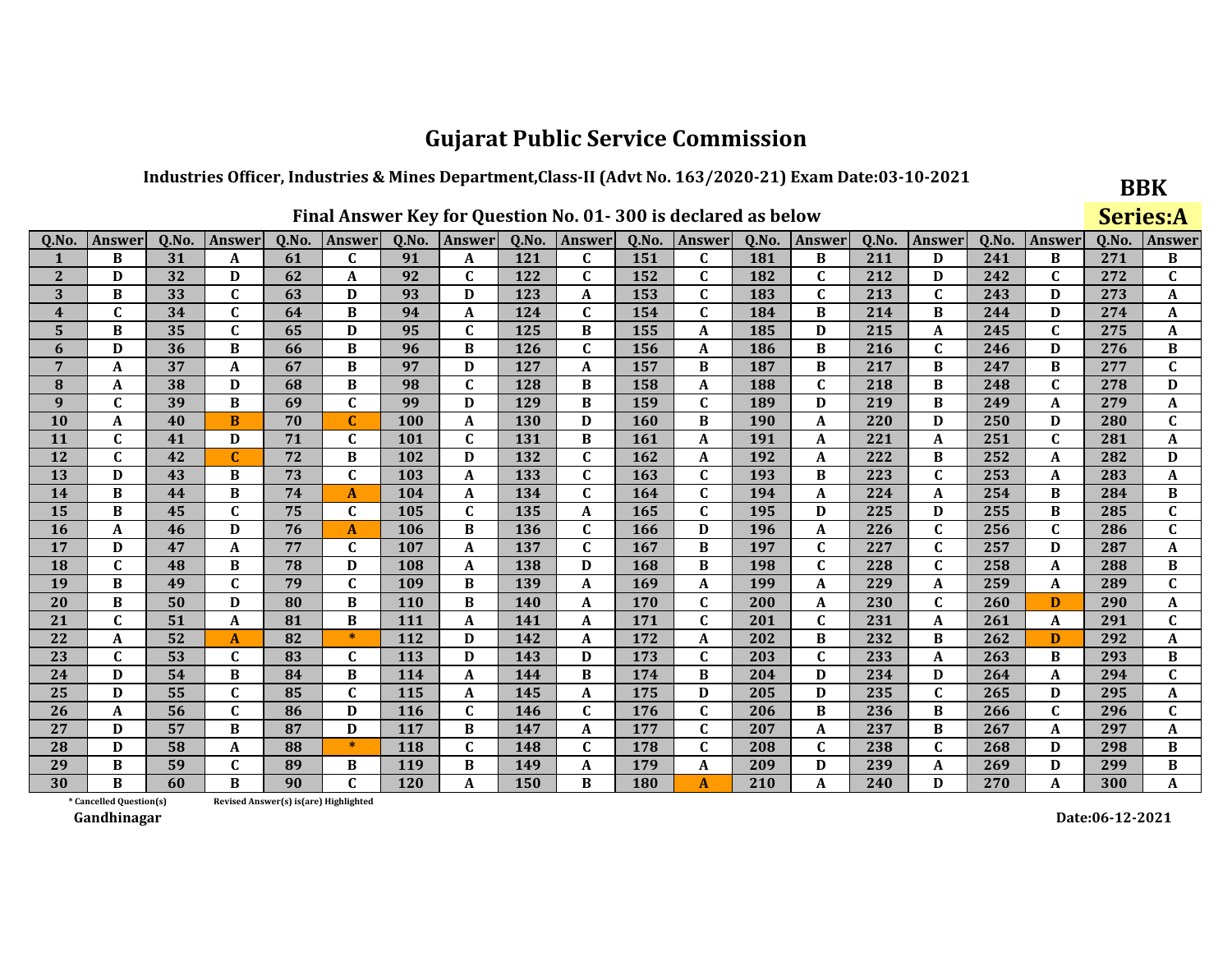# Gujarat Public Service Commission

## Industries Officer, Industries & Mines Department,Class-II (Advt No. 163/2020-21) Exam Date:03-10-2021

**BBK**

**Series:A**

### Final Answer Key for Question No. 01- 300 is declared as below

| Q.No. | Answer | Q.No. | Answer | Q.No. | Answer | Q.No. | Answer | Q.No. | Answer | Q.No. | Answer | Q.No. | Answer | Q.No. | Answer | Q.No. | Answer | Q.No. | Answer |
|---|---|---|---|---|---|---|---|---|---|---|---|---|---|---|---|---|---|---|---|
| 1 | B | 31 | A | 61 | C | 91 | A | 121 | C | 151 | C | 181 | B | 211 | D | 241 | B | 271 | B |
| 2 | D | 32 | D | 62 | A | 92 | C | 122 | C | 152 | C | 182 | C | 212 | D | 242 | C | 272 | C |
| 3 | B | 33 | C | 63 | D | 93 | D | 123 | A | 153 | C | 183 | C | 213 | C | 243 | D | 273 | A |
| 4 | C | 34 | C | 64 | B | 94 | A | 124 | C | 154 | C | 184 | B | 214 | B | 244 | D | 274 | A |
| 5 | B | 35 | C | 65 | D | 95 | C | 125 | B | 155 | A | 185 | D | 215 | A | 245 | C | 275 | A |
| 6 | D | 36 | B | 66 | B | 96 | B | 126 | C | 156 | A | 186 | B | 216 | C | 246 | D | 276 | B |
| 7 | A | 37 | A | 67 | B | 97 | D | 127 | A | 157 | B | 187 | B | 217 | B | 247 | B | 277 | C |
| 8 | A | 38 | D | 68 | B | 98 | C | 128 | B | 158 | A | 188 | C | 218 | B | 248 | C | 278 | D |
| 9 | C | 39 | B | 69 | C | 99 | D | 129 | B | 159 | C | 189 | D | 219 | B | 249 | A | 279 | A |
| 10 | A | 40 | B | 70 | C | 100 | A | 130 | D | 160 | B | 190 | A | 220 | D | 250 | D | 280 | C |
| 11 | C | 41 | D | 71 | C | 101 | C | 131 | B | 161 | A | 191 | A | 221 | A | 251 | C | 281 | A |
| 12 | C | 42 | C | 72 | B | 102 | D | 132 | C | 162 | A | 192 | A | 222 | B | 252 | A | 282 | D |
| 13 | D | 43 | B | 73 | C | 103 | A | 133 | C | 163 | C | 193 | B | 223 | C | 253 | A | 283 | A |
| 14 | B | 44 | B | 74 | A | 104 | A | 134 | C | 164 | C | 194 | A | 224 | A | 254 | B | 284 | B |
| 15 | B | 45 | C | 75 | C | 105 | C | 135 | A | 165 | C | 195 | D | 225 | D | 255 | B | 285 | C |
| 16 | A | 46 | D | 76 | A | 106 | B | 136 | C | 166 | D | 196 | A | 226 | C | 256 | C | 286 | C |
| 17 | D | 47 | A | 77 | C | 107 | A | 137 | C | 167 | B | 197 | C | 227 | C | 257 | D | 287 | A |
| 18 | C | 48 | B | 78 | D | 108 | A | 138 | D | 168 | B | 198 | C | 228 | C | 258 | A | 288 | B |
| 19 | B | 49 | C | 79 | C | 109 | B | 139 | A | 169 | A | 199 | A | 229 | A | 259 | A | 289 | C |
| 20 | B | 50 | D | 80 | B | 110 | B | 140 | A | 170 | C | 200 | A | 230 | C | 260 | D | 290 | A |
| 21 | C | 51 | A | 81 | B | 111 | A | 141 | A | 171 | C | 201 | C | 231 | A | 261 | A | 291 | C |
| 22 | A | 52 | A | 82 | * | 112 | D | 142 | A | 172 | A | 202 | B | 232 | B | 262 | D | 292 | A |
| 23 | C | 53 | C | 83 | C | 113 | D | 143 | D | 173 | C | 203 | C | 233 | A | 263 | B | 293 | B |
| 24 | D | 54 | B | 84 | B | 114 | A | 144 | B | 174 | B | 204 | D | 234 | D | 264 | A | 294 | C |
| 25 | D | 55 | C | 85 | C | 115 | A | 145 | A | 175 | D | 205 | D | 235 | C | 265 | D | 295 | A |
| 26 | A | 56 | C | 86 | D | 116 | C | 146 | C | 176 | C | 206 | B | 236 | B | 266 | C | 296 | C |
| 27 | D | 57 | B | 87 | D | 117 | B | 147 | A | 177 | C | 207 | A | 237 | B | 267 | A | 297 | A |
| 28 | D | 58 | A | 88 | * | 118 | C | 148 | C | 178 | C | 208 | C | 238 | C | 268 | D | 298 | B |
| 29 | B | 59 | C | 89 | B | 119 | B | 149 | A | 179 | A | 209 | D | 239 | A | 269 | D | 299 | B |
| 30 | B | 60 | B | 90 | C | 120 | A | 150 | B | 180 | A | 210 | A | 240 | D | 270 | A | 300 | A |

* Cancelled Question(s)    Revised Answer(s) is(are) Highlighted

Gandhinagar

Date:06-12-2021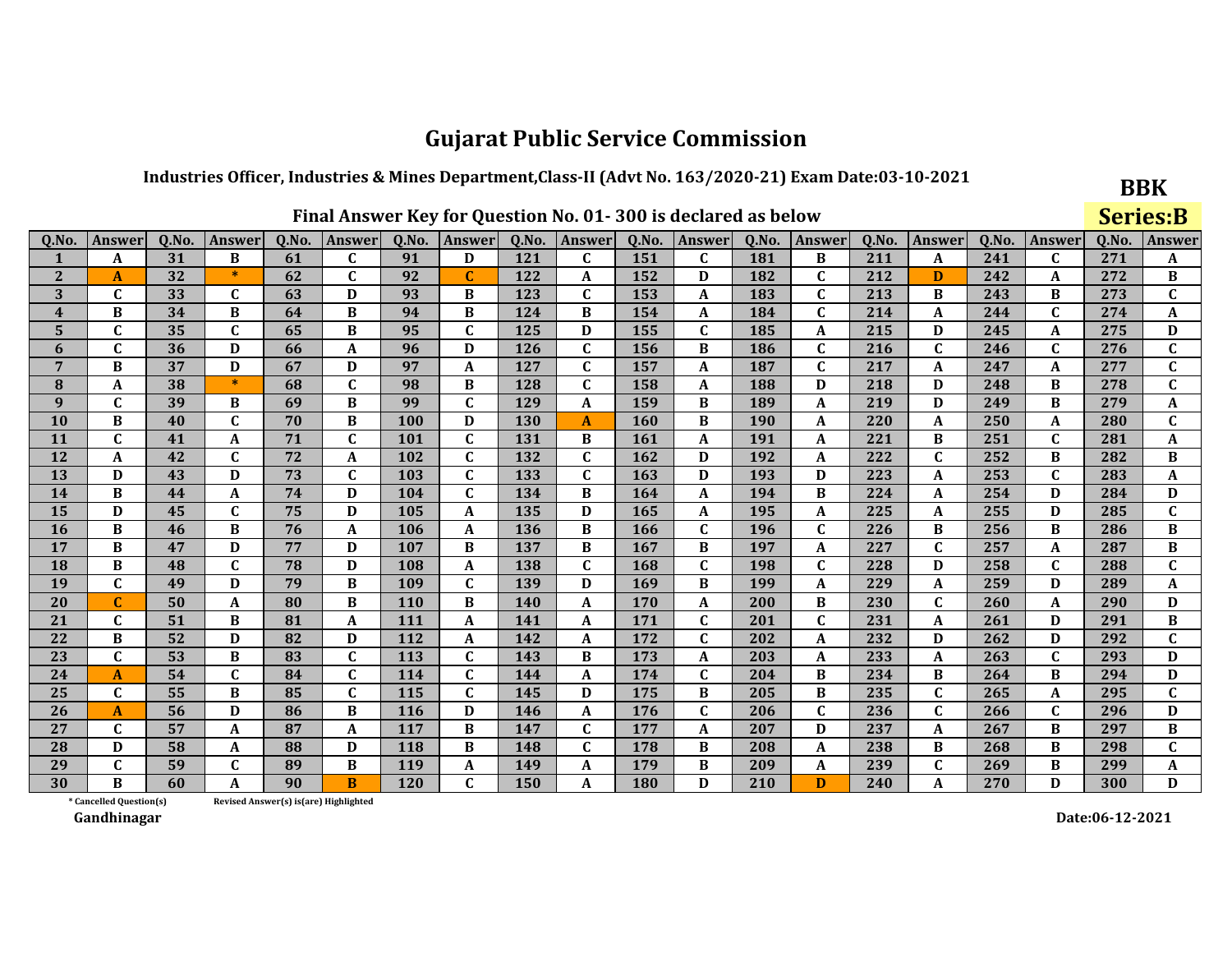# Gujarat Public Service Commission

## Industries Officer, Industries & Mines Department,Class-II (Advt No. 163/2020-21) Exam Date:03-10-2021

**BBK**

**Series:B**

### Final Answer Key for Question No. 01- 300 is declared as below

| Q.No. | Answer | Q.No. | Answer | Q.No. | Answer | Q.No. | Answer | Q.No. | Answer | Q.No. | Answer | Q.No. | Answer | Q.No. | Answer | Q.No. | Answer | Q.No. | Answer |
|---|---|---|---|---|---|---|---|---|---|---|---|---|---|---|---|---|---|---|---|
| 1 | A | 31 | B | 61 | C | 91 | D | 121 | C | 151 | C | 181 | B | 211 | A | 241 | C | 271 | A |
| 2 | A | 32 | * | 62 | C | 92 | C | 122 | A | 152 | D | 182 | C | 212 | D | 242 | A | 272 | B |
| 3 | C | 33 | C | 63 | D | 93 | B | 123 | C | 153 | A | 183 | C | 213 | B | 243 | B | 273 | C |
| 4 | B | 34 | B | 64 | B | 94 | B | 124 | B | 154 | A | 184 | C | 214 | A | 244 | C | 274 | A |
| 5 | C | 35 | C | 65 | B | 95 | C | 125 | D | 155 | C | 185 | A | 215 | D | 245 | A | 275 | D |
| 6 | C | 36 | D | 66 | A | 96 | D | 126 | C | 156 | B | 186 | C | 216 | C | 246 | C | 276 | C |
| 7 | B | 37 | D | 67 | D | 97 | A | 127 | C | 157 | A | 187 | C | 217 | A | 247 | A | 277 | C |
| 8 | A | 38 | * | 68 | C | 98 | B | 128 | C | 158 | A | 188 | D | 218 | D | 248 | B | 278 | C |
| 9 | C | 39 | B | 69 | B | 99 | C | 129 | A | 159 | B | 189 | A | 219 | D | 249 | B | 279 | A |
| 10 | B | 40 | C | 70 | B | 100 | D | 130 | A | 160 | B | 190 | A | 220 | A | 250 | A | 280 | C |
| 11 | C | 41 | A | 71 | C | 101 | C | 131 | B | 161 | A | 191 | A | 221 | B | 251 | C | 281 | A |
| 12 | A | 42 | C | 72 | A | 102 | C | 132 | C | 162 | D | 192 | A | 222 | C | 252 | B | 282 | B |
| 13 | D | 43 | D | 73 | C | 103 | C | 133 | C | 163 | D | 193 | D | 223 | A | 253 | C | 283 | A |
| 14 | B | 44 | A | 74 | D | 104 | C | 134 | B | 164 | A | 194 | B | 224 | A | 254 | D | 284 | D |
| 15 | D | 45 | C | 75 | D | 105 | A | 135 | D | 165 | A | 195 | A | 225 | A | 255 | D | 285 | C |
| 16 | B | 46 | B | 76 | A | 106 | A | 136 | B | 166 | C | 196 | C | 226 | B | 256 | B | 286 | B |
| 17 | B | 47 | D | 77 | D | 107 | B | 137 | B | 167 | B | 197 | A | 227 | C | 257 | A | 287 | B |
| 18 | B | 48 | C | 78 | D | 108 | A | 138 | C | 168 | C | 198 | C | 228 | D | 258 | C | 288 | C |
| 19 | C | 49 | D | 79 | B | 109 | C | 139 | D | 169 | B | 199 | A | 229 | A | 259 | D | 289 | A |
| 20 | C | 50 | A | 80 | B | 110 | B | 140 | A | 170 | A | 200 | B | 230 | C | 260 | A | 290 | D |
| 21 | C | 51 | B | 81 | A | 111 | A | 141 | A | 171 | C | 201 | C | 231 | A | 261 | D | 291 | B |
| 22 | B | 52 | D | 82 | D | 112 | A | 142 | A | 172 | C | 202 | A | 232 | D | 262 | D | 292 | C |
| 23 | C | 53 | B | 83 | C | 113 | C | 143 | B | 173 | A | 203 | A | 233 | A | 263 | C | 293 | D |
| 24 | A | 54 | C | 84 | C | 114 | C | 144 | A | 174 | C | 204 | B | 234 | B | 264 | B | 294 | D |
| 25 | C | 55 | B | 85 | C | 115 | C | 145 | D | 175 | B | 205 | B | 235 | C | 265 | A | 295 | C |
| 26 | A | 56 | D | 86 | B | 116 | D | 146 | A | 176 | C | 206 | C | 236 | C | 266 | C | 296 | D |
| 27 | C | 57 | A | 87 | A | 117 | B | 147 | C | 177 | A | 207 | D | 237 | A | 267 | B | 297 | B |
| 28 | D | 58 | A | 88 | D | 118 | B | 148 | C | 178 | B | 208 | A | 238 | B | 268 | B | 298 | C |
| 29 | C | 59 | C | 89 | B | 119 | A | 149 | A | 179 | B | 209 | A | 239 | C | 269 | B | 299 | A |
| 30 | B | 60 | A | 90 | B | 120 | C | 150 | A | 180 | D | 210 | D | 240 | A | 270 | D | 300 | D |

\* Cancelled Question(s)

Revised Answer(s) is(are) Highlighted

Gandhinagar

Date:06-12-2021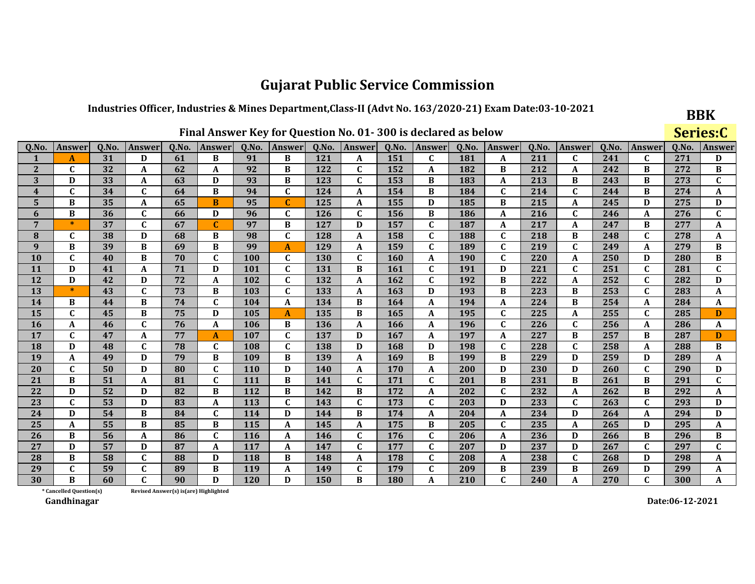# Gujarat Public Service Commission

**Industries Officer, Industries & Mines Department,Class-II (Advt No. 163/2020-21) Exam Date:03-10-2021**

**BBK**

**Series:C**

**Final Answer Key for Question No. 01- 300 is declared as below**

| Q.No. | Answer | Q.No. | Answer | Q.No. | Answer | Q.No. | Answer | Q.No. | Answer | Q.No. | Answer | Q.No. | Answer | Q.No. | Answer | Q.No. | Answer | Q.No. | Answer |
|---|---|---|---|---|---|---|---|---|---|---|---|---|---|---|---|---|---|---|---|
| 1 | A | 31 | D | 61 | B | 91 | B | 121 | A | 151 | C | 181 | A | 211 | C | 241 | C | 271 | D |
| 2 | C | 32 | A | 62 | A | 92 | B | 122 | C | 152 | A | 182 | B | 212 | A | 242 | B | 272 | B |
| 3 | D | 33 | A | 63 | D | 93 | B | 123 | C | 153 | B | 183 | A | 213 | B | 243 | B | 273 | C |
| 4 | C | 34 | C | 64 | B | 94 | C | 124 | A | 154 | B | 184 | C | 214 | C | 244 | B | 274 | A |
| 5 | B | 35 | A | 65 | B | 95 | C | 125 | A | 155 | D | 185 | B | 215 | A | 245 | D | 275 | D |
| 6 | B | 36 | C | 66 | D | 96 | C | 126 | C | 156 | B | 186 | A | 216 | C | 246 | A | 276 | C |
| 7 | * | 37 | C | 67 | C | 97 | B | 127 | D | 157 | C | 187 | A | 217 | A | 247 | B | 277 | A |
| 8 | C | 38 | D | 68 | B | 98 | C | 128 | A | 158 | C | 188 | C | 218 | B | 248 | C | 278 | A |
| 9 | B | 39 | B | 69 | B | 99 | A | 129 | A | 159 | C | 189 | C | 219 | C | 249 | A | 279 | B |
| 10 | C | 40 | B | 70 | C | 100 | C | 130 | C | 160 | A | 190 | C | 220 | A | 250 | D | 280 | B |
| 11 | D | 41 | A | 71 | D | 101 | C | 131 | B | 161 | C | 191 | D | 221 | C | 251 | C | 281 | C |
| 12 | D | 42 | D | 72 | A | 102 | C | 132 | A | 162 | C | 192 | B | 222 | A | 252 | C | 282 | D |
| 13 | * | 43 | C | 73 | B | 103 | C | 133 | A | 163 | D | 193 | B | 223 | B | 253 | C | 283 | A |
| 14 | B | 44 | B | 74 | C | 104 | A | 134 | B | 164 | A | 194 | A | 224 | B | 254 | A | 284 | A |
| 15 | C | 45 | B | 75 | D | 105 | A | 135 | B | 165 | A | 195 | C | 225 | A | 255 | C | 285 | D |
| 16 | A | 46 | C | 76 | A | 106 | B | 136 | A | 166 | A | 196 | C | 226 | C | 256 | A | 286 | A |
| 17 | C | 47 | A | 77 | A | 107 | C | 137 | D | 167 | A | 197 | A | 227 | B | 257 | B | 287 | D |
| 18 | D | 48 | C | 78 | C | 108 | C | 138 | D | 168 | D | 198 | C | 228 | C | 258 | A | 288 | B |
| 19 | A | 49 | D | 79 | B | 109 | B | 139 | A | 169 | B | 199 | B | 229 | D | 259 | D | 289 | A |
| 20 | C | 50 | D | 80 | C | 110 | D | 140 | A | 170 | A | 200 | D | 230 | D | 260 | C | 290 | D |
| 21 | B | 51 | A | 81 | C | 111 | B | 141 | C | 171 | C | 201 | B | 231 | B | 261 | B | 291 | C |
| 22 | D | 52 | D | 82 | B | 112 | B | 142 | B | 172 | A | 202 | C | 232 | A | 262 | B | 292 | A |
| 23 | C | 53 | D | 83 | A | 113 | C | 143 | C | 173 | C | 203 | D | 233 | C | 263 | C | 293 | D |
| 24 | D | 54 | B | 84 | C | 114 | D | 144 | B | 174 | A | 204 | A | 234 | D | 264 | A | 294 | D |
| 25 | A | 55 | B | 85 | B | 115 | A | 145 | A | 175 | B | 205 | C | 235 | A | 265 | D | 295 | A |
| 26 | B | 56 | A | 86 | C | 116 | A | 146 | C | 176 | C | 206 | A | 236 | D | 266 | B | 296 | B |
| 27 | D | 57 | D | 87 | A | 117 | A | 147 | C | 177 | C | 207 | D | 237 | D | 267 | C | 297 | C |
| 28 | B | 58 | C | 88 | D | 118 | B | 148 | A | 178 | C | 208 | A | 238 | C | 268 | D | 298 | A |
| 29 | C | 59 | C | 89 | B | 119 | A | 149 | C | 179 | C | 209 | B | 239 | B | 269 | D | 299 | A |
| 30 | B | 60 | C | 90 | D | 120 | D | 150 | B | 180 | A | 210 | C | 240 | A | 270 | C | 300 | A |

\* Cancelled Question(s) Revised Answer(s) is(are) Highlighted

Gandhinagar

Date:06-12-2021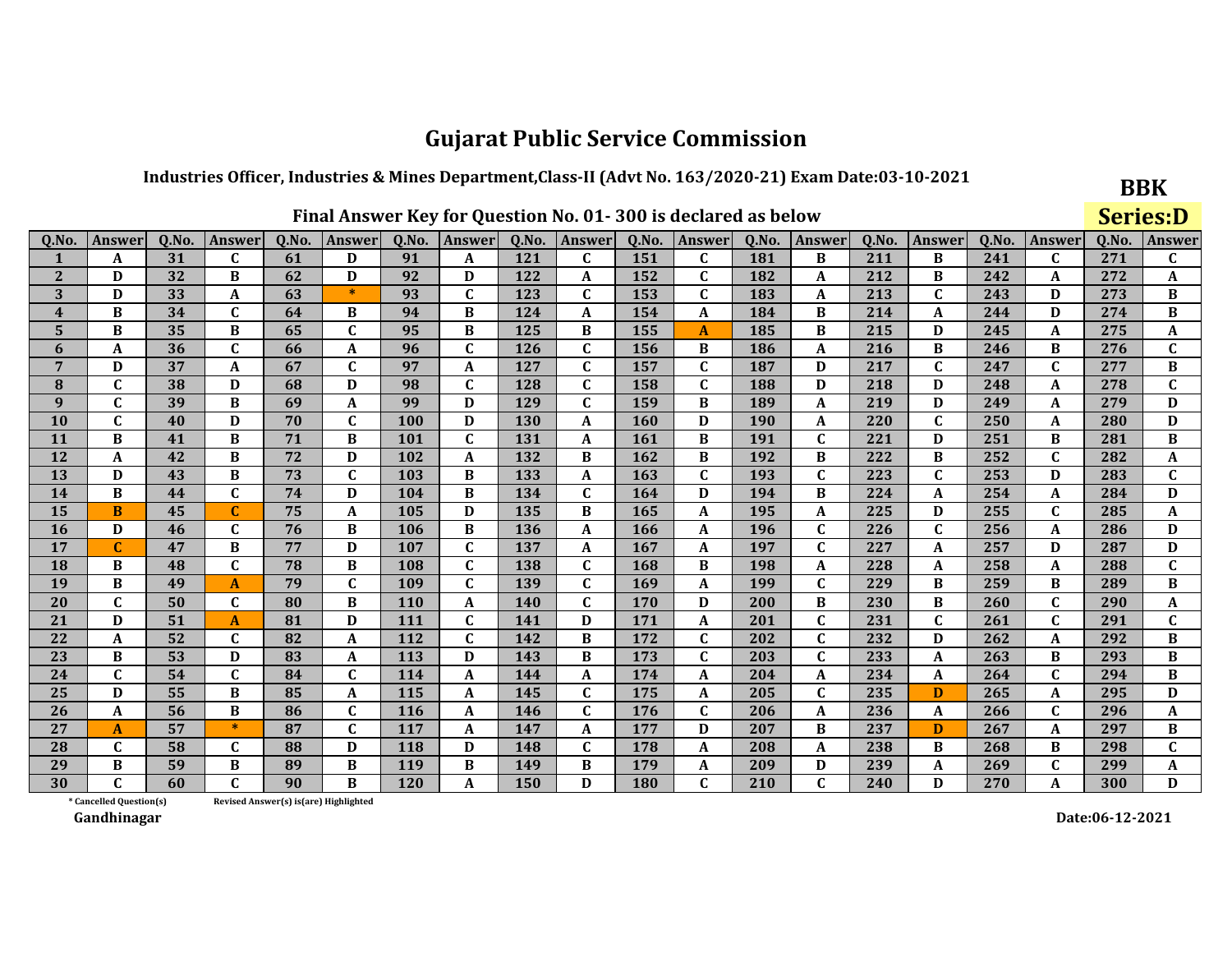# Gujarat Public Service Commission

### Industries Officer, Industries & Mines Department,Class-II (Advt No. 163/2020-21) Exam Date:03-10-2021

**BBK**

**Series:D**

### Final Answer Key for Question No. 01- 300 is declared as below

| Q.No. | Answer | Q.No. | Answer | Q.No. | Answer | Q.No. | Answer | Q.No. | Answer | Q.No. | Answer | Q.No. | Answer | Q.No. | Answer | Q.No. | Answer | Q.No. | Answer |
|---|---|---|---|---|---|---|---|---|---|---|---|---|---|---|---|---|---|---|---|
| 1 | A | 31 | C | 61 | D | 91 | A | 121 | C | 151 | C | 181 | B | 211 | B | 241 | C | 271 | C |
| 2 | D | 32 | B | 62 | D | 92 | D | 122 | A | 152 | C | 182 | A | 212 | B | 242 | A | 272 | A |
| 3 | D | 33 | A | 63 | * | 93 | C | 123 | C | 153 | C | 183 | A | 213 | C | 243 | D | 273 | B |
| 4 | B | 34 | C | 64 | B | 94 | B | 124 | A | 154 | A | 184 | B | 214 | A | 244 | D | 274 | B |
| 5 | B | 35 | B | 65 | C | 95 | B | 125 | B | 155 | A | 185 | B | 215 | D | 245 | A | 275 | A |
| 6 | A | 36 | C | 66 | A | 96 | C | 126 | C | 156 | B | 186 | A | 216 | B | 246 | B | 276 | C |
| 7 | D | 37 | A | 67 | C | 97 | A | 127 | C | 157 | C | 187 | D | 217 | C | 247 | C | 277 | B |
| 8 | C | 38 | D | 68 | D | 98 | C | 128 | C | 158 | C | 188 | D | 218 | D | 248 | A | 278 | C |
| 9 | C | 39 | B | 69 | A | 99 | D | 129 | C | 159 | B | 189 | A | 219 | D | 249 | A | 279 | D |
| 10 | C | 40 | D | 70 | C | 100 | D | 130 | A | 160 | D | 190 | A | 220 | C | 250 | A | 280 | D |
| 11 | B | 41 | B | 71 | B | 101 | C | 131 | A | 161 | B | 191 | C | 221 | D | 251 | B | 281 | B |
| 12 | A | 42 | B | 72 | D | 102 | A | 132 | B | 162 | B | 192 | B | 222 | B | 252 | C | 282 | A |
| 13 | D | 43 | B | 73 | C | 103 | B | 133 | A | 163 | C | 193 | C | 223 | C | 253 | D | 283 | C |
| 14 | B | 44 | C | 74 | D | 104 | B | 134 | C | 164 | D | 194 | B | 224 | A | 254 | A | 284 | D |
| 15 | B | 45 | C | 75 | A | 105 | D | 135 | B | 165 | A | 195 | A | 225 | D | 255 | C | 285 | A |
| 16 | D | 46 | C | 76 | B | 106 | B | 136 | A | 166 | A | 196 | C | 226 | C | 256 | A | 286 | D |
| 17 | C | 47 | B | 77 | D | 107 | C | 137 | A | 167 | A | 197 | C | 227 | A | 257 | D | 287 | D |
| 18 | B | 48 | C | 78 | B | 108 | C | 138 | C | 168 | B | 198 | A | 228 | A | 258 | A | 288 | C |
| 19 | B | 49 | A | 79 | C | 109 | C | 139 | C | 169 | A | 199 | C | 229 | B | 259 | B | 289 | B |
| 20 | C | 50 | C | 80 | B | 110 | A | 140 | C | 170 | D | 200 | B | 230 | B | 260 | C | 290 | A |
| 21 | D | 51 | A | 81 | D | 111 | C | 141 | D | 171 | A | 201 | C | 231 | C | 261 | C | 291 | C |
| 22 | A | 52 | C | 82 | A | 112 | C | 142 | B | 172 | C | 202 | C | 232 | D | 262 | A | 292 | B |
| 23 | B | 53 | D | 83 | A | 113 | D | 143 | B | 173 | C | 203 | C | 233 | A | 263 | B | 293 | B |
| 24 | C | 54 | C | 84 | C | 114 | A | 144 | A | 174 | A | 204 | A | 234 | A | 264 | C | 294 | B |
| 25 | D | 55 | B | 85 | A | 115 | A | 145 | C | 175 | A | 205 | C | 235 | D | 265 | A | 295 | D |
| 26 | A | 56 | B | 86 | C | 116 | A | 146 | C | 176 | C | 206 | A | 236 | A | 266 | C | 296 | A |
| 27 | A | 57 | * | 87 | C | 117 | A | 147 | A | 177 | D | 207 | B | 237 | D | 267 | A | 297 | B |
| 28 | C | 58 | C | 88 | D | 118 | D | 148 | C | 178 | A | 208 | A | 238 | B | 268 | B | 298 | C |
| 29 | B | 59 | B | 89 | B | 119 | B | 149 | B | 179 | A | 209 | D | 239 | A | 269 | C | 299 | A |
| 30 | C | 60 | C | 90 | B | 120 | A | 150 | D | 180 | C | 210 | C | 240 | D | 270 | A | 300 | D |

\* Cancelled Question(s)    Revised Answer(s) is(are) Highlighted

Gandhinagar

Date:06-12-2021